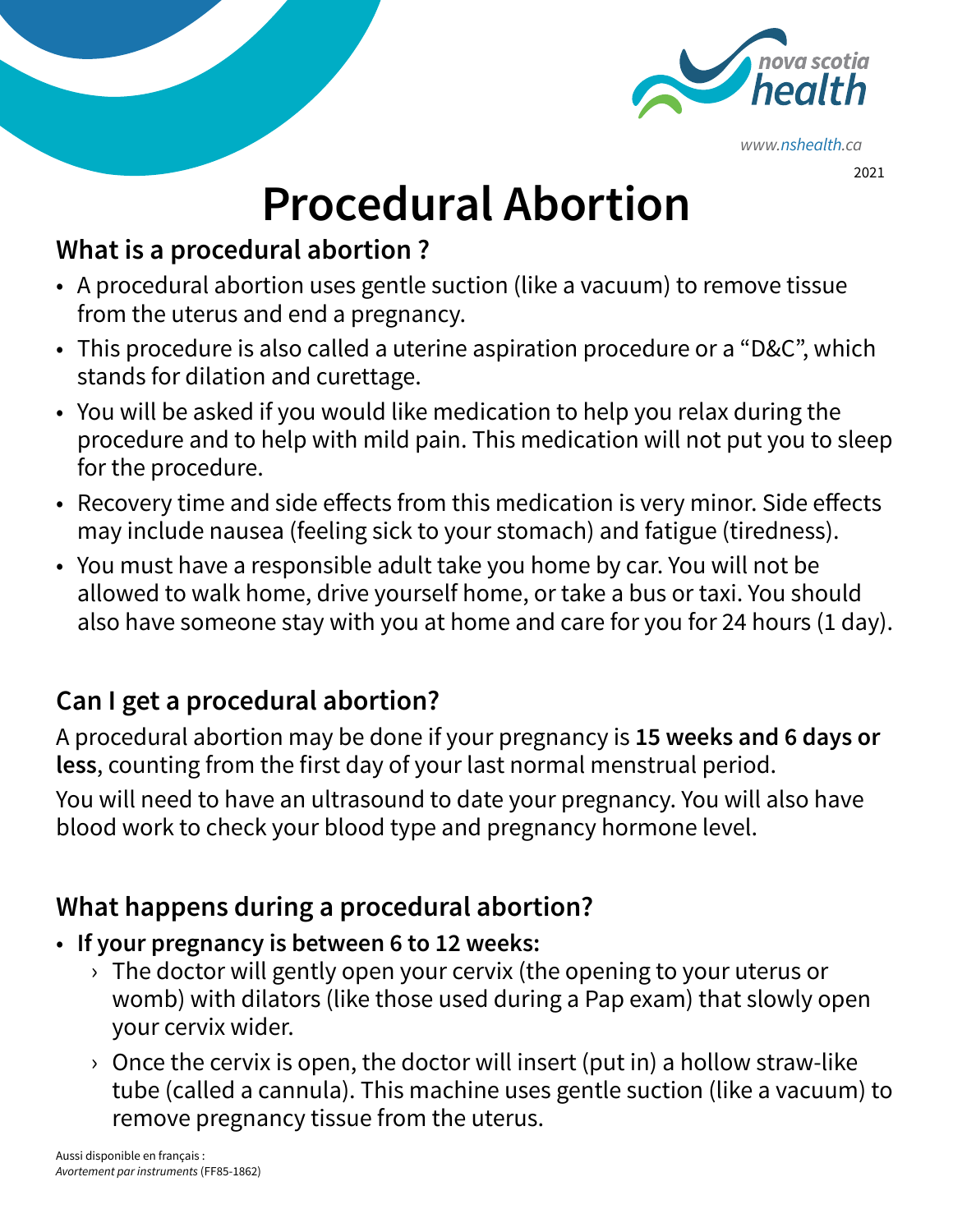www.nshealth.ca

2021

# Procedural Abortion

## What is a procedural abortion ?

- A procedural abortion uses gentle suction (like a vacuum) to remove tissue from the uterus and end a pregnancy.
- This procedure is also called a uterine aspiration procedure or a "D&C", which stands for dilation and curettage.
- You will be asked if you would like medication to help you relax during the procedure and to help with mild pain. This medication will not put you to sleep for the procedure.
- Recovery time and side effects from this medication is very minor. Side effects may include nausea (feeling sick to your stomach) and fatigue (tiredness).
- You must have a responsible adult take you home by car. You will not be allowed to walk home, drive yourself home, or take a bus or taxi. You should also have someone stay with you at home and care for you for 24 hours (1 day).

## Can I get a procedural abortion?

A procedural abortion may be done if your pregnancy is **15 weeks and 6 days or less**, counting from the first day of your last normal menstrual period.

You will need to have an ultrasound to date your pregnancy. You will also have blood work to check your blood type and pregnancy hormone level.

## What happens during a procedural abortion?

- **If your pregnancy is between 6 to 12 weeks:**
  - The doctor will gently open your cervix (the opening to your uterus or womb) with dilators (like those used during a Pap exam) that slowly open your cervix wider.
  - Once the cervix is open, the doctor will insert (put in) a hollow straw-like tube (called a cannula). This machine uses gentle suction (like a vacuum) to remove pregnancy tissue from the uterus.

Aussi disponible en français :
*Avortement par instruments* (FF85-1862)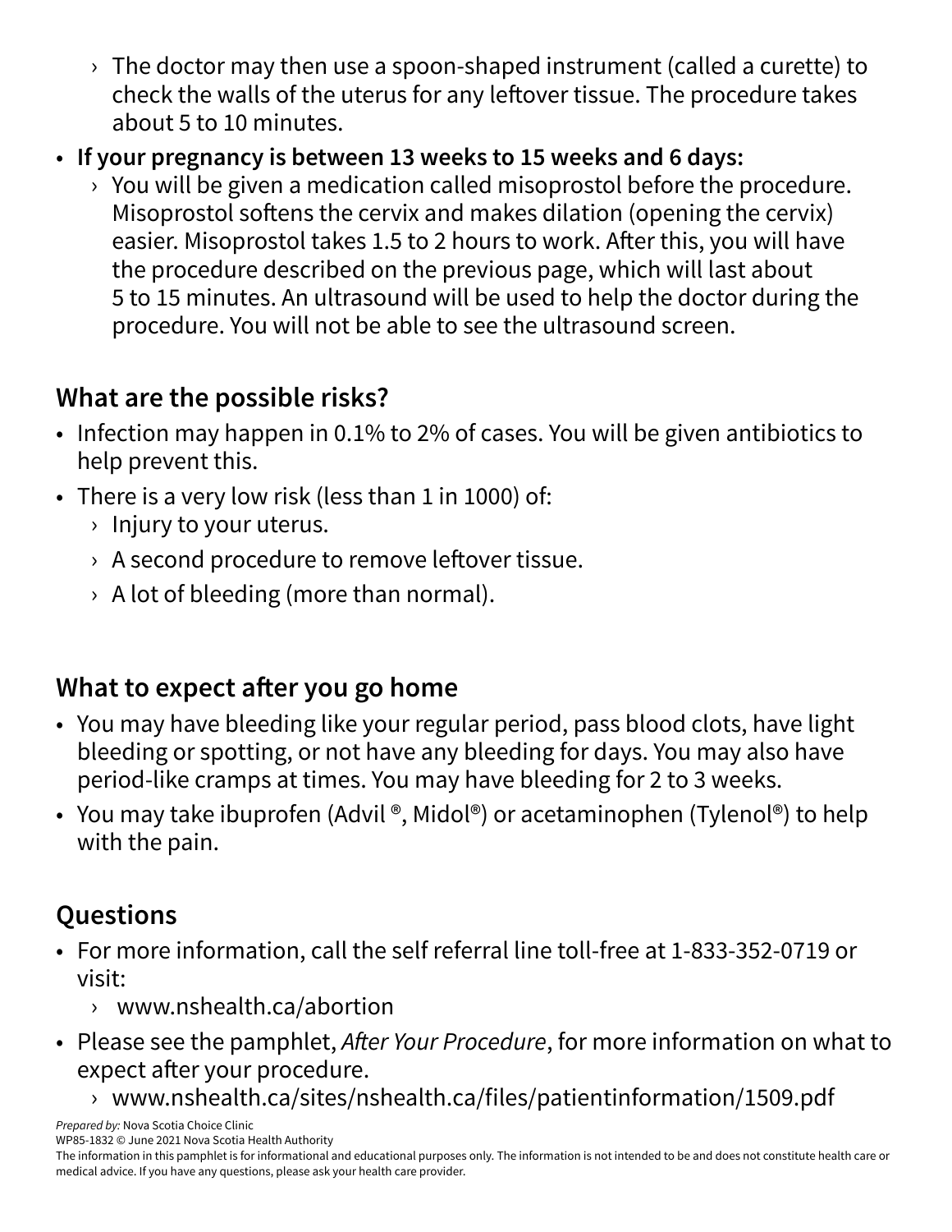- The doctor may then use a spoon-shaped instrument (called a curette) to check the walls of the uterus for any leftover tissue. The procedure takes about 5 to 10 minutes.

- **If your pregnancy is between 13 weeks to 15 weeks and 6 days:**
  - You will be given a medication called misoprostol before the procedure. Misoprostol softens the cervix and makes dilation (opening the cervix) easier. Misoprostol takes 1.5 to 2 hours to work. After this, you will have the procedure described on the previous page, which will last about 5 to 15 minutes. An ultrasound will be used to help the doctor during the procedure. You will not be able to see the ultrasound screen.

## What are the possible risks?

- Infection may happen in 0.1% to 2% of cases. You will be given antibiotics to help prevent this.
- There is a very low risk (less than 1 in 1000) of:
  - Injury to your uterus.
  - A second procedure to remove leftover tissue.
  - A lot of bleeding (more than normal).

## What to expect after you go home

- You may have bleeding like your regular period, pass blood clots, have light bleeding or spotting, or not have any bleeding for days. You may also have period-like cramps at times. You may have bleeding for 2 to 3 weeks.
- You may take ibuprofen (Advil ®, Midol®) or acetaminophen (Tylenol®) to help with the pain.

## Questions

- For more information, call the self referral line toll-free at 1-833-352-0719 or visit:
  - www.nshealth.ca/abortion
- Please see the pamphlet, *After Your Procedure*, for more information on what to expect after your procedure.
  - www.nshealth.ca/sites/nshealth.ca/files/patientinformation/1509.pdf

*Prepared by:* Nova Scotia Choice Clinic
WP85-1832 © June 2021 Nova Scotia Health Authority
The information in this pamphlet is for informational and educational purposes only. The information is not intended to be and does not constitute health care or medical advice. If you have any questions, please ask your health care provider.